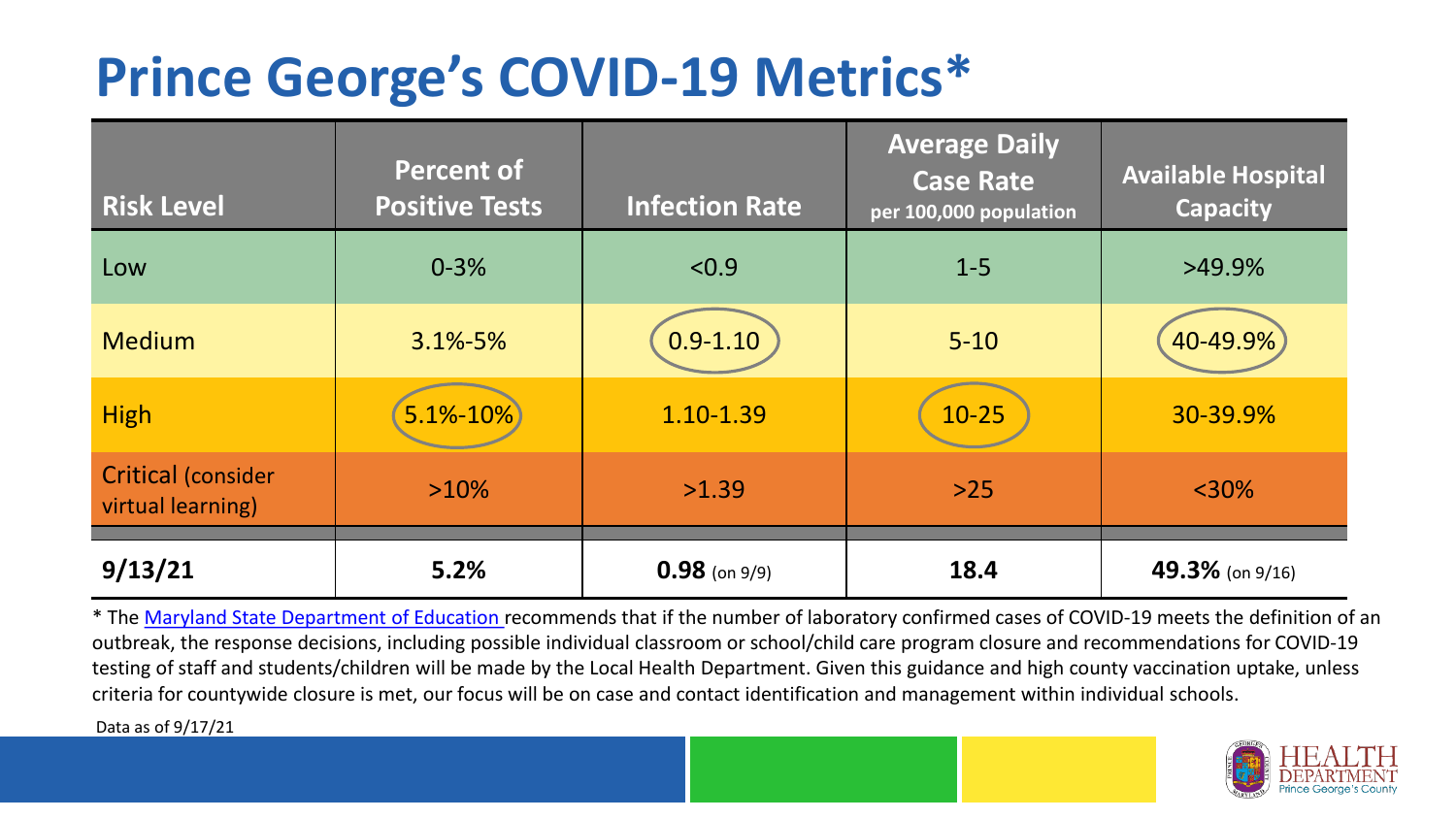# Prince George's COVID-19 Metrics*

| Risk Level | Percent of Positive Tests | Infection Rate | Average Daily Case Rate per 100,000 population | Available Hospital Capacity |
|---|---|---|---|---|
| Low | 0-3% | <0.9 | 1-5 | >49.9% |
| Medium | 3.1%-5% | 0.9-1.10 | 5-10 | 40-49.9% |
| High | 5.1%-10% | 1.10-1.39 | 10-25 | 30-39.9% |
| Critical (consider virtual learning) | >10% | >1.39 | >25 | <30% |
| **9/13/21** | **5.2%** | **0.98** (on 9/9) | **18.4** | **49.3%** (on 9/16) |

* The Maryland State Department of Education recommends that if the number of laboratory confirmed cases of COVID-19 meets the definition of an outbreak, the response decisions, including possible individual classroom or school/child care program closure and recommendations for COVID-19 testing of staff and students/children will be made by the Local Health Department. Given this guidance and high county vaccination uptake, unless criteria for countywide closure is met, our focus will be on case and contact identification and management within individual schools.

Data as of 9/17/21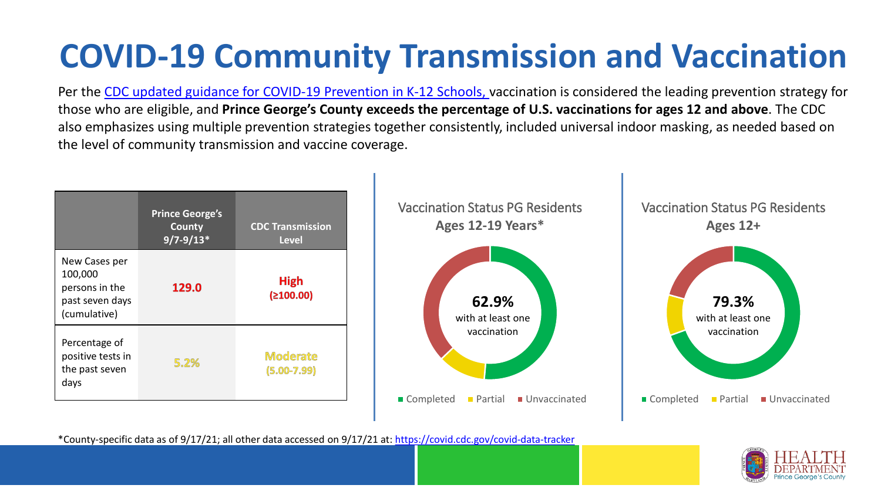# COVID-19 Community Transmission and Vaccination

Per the [CDC updated guidance for COVID-19 Prevention in K-12 Schools,](https://www.cdc.gov/) vaccination is considered the leading prevention strategy for those who are eligible, and **Prince George's County exceeds the percentage of U.S. vaccinations for ages 12 and above**. The CDC also emphasizes using multiple prevention strategies together consistently, included universal indoor masking, as needed based on the level of community transmission and vaccine coverage.

| | Prince George's County 9/7-9/13* | CDC Transmission Level |
|---|---|---|
| New Cases per 100,000 persons in the past seven days (cumulative) | **129.0** | **High (≥100.00)** |
| Percentage of positive tests in the past seven days | **5.2%** | **Moderate (5.00-7.99)** |

Vaccination Status PG Residents
**Ages 12-19 Years***

**62.9%** with at least one vaccination

Completed | Partial | Unvaccinated

Vaccination Status PG Residents
**Ages 12+**

**79.3%** with at least one vaccination

Completed | Partial | Unvaccinated

*County-specific data as of 9/17/21; all other data accessed on 9/17/21 at: https://covid.cdc.gov/covid-data-tracker

HEALTH DEPARTMENT Prince George's County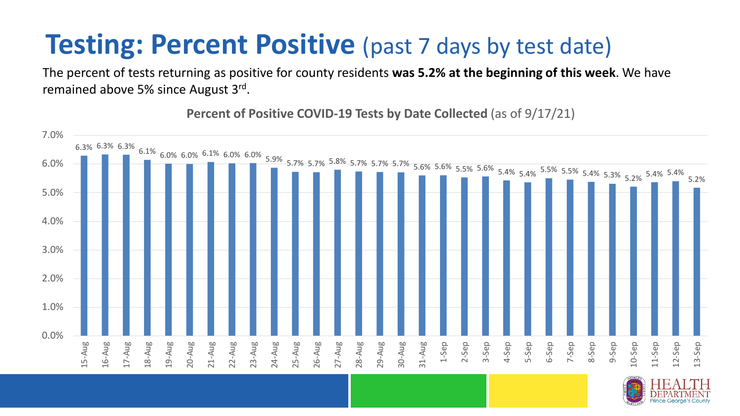# **Testing: Percent Positive** (past 7 days by test date)

The percent of tests returning as positive for county residents **was 5.2% at the beginning of this week**. We have remained above 5% since August 3rd.

**Percent of Positive COVID-19 Tests by Date Collected** (as of 9/17/21)

| Date | Percent Positive |
|---|---|
| 15-Aug | 6.3% |
| 16-Aug | 6.3% |
| 17-Aug | 6.3% |
| 18-Aug | 6.1% |
| 19-Aug | 6.0% |
| 20-Aug | 6.0% |
| 21-Aug | 6.1% |
| 22-Aug | 6.0% |
| 23-Aug | 6.0% |
| 24-Aug | 5.9% |
| 25-Aug | 5.7% |
| 26-Aug | 5.7% |
| 27-Aug | 5.8% |
| 28-Aug | 5.7% |
| 29-Aug | 5.7% |
| 30-Aug | 5.7% |
| 31-Aug | 5.6% |
| 1-Sep | 5.6% |
| 2-Sep | 5.5% |
| 3-Sep | 5.6% |
| 4-Sep | 5.4% |
| 5-Sep | 5.4% |
| 6-Sep | 5.5% |
| 7-Sep | 5.5% |
| 8-Sep | 5.4% |
| 9-Sep | 5.3% |
| 10-Sep | 5.2% |
| 11-Sep | 5.4% |
| 12-Sep | 5.4% |
| 13-Sep | 5.2% |

HEALTH DEPARTMENT Prince George's County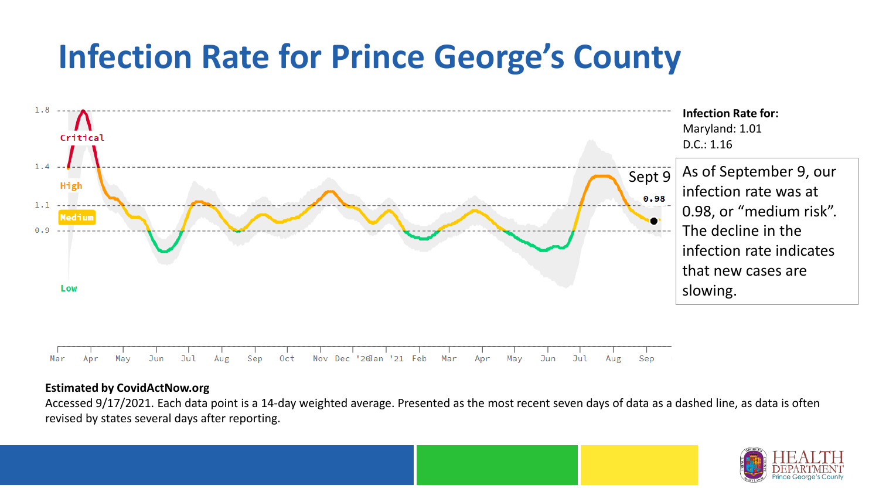# Infection Rate for Prince George's County

**Infection Rate for:**
Maryland: 1.01
D.C.: 1.16

As of September 9, our infection rate was at 0.98, or "medium risk". The decline in the infection rate indicates that new cases are slowing.

**Estimated by CovidActNow.org**

Accessed 9/17/2021. Each data point is a 14-day weighted average. Presented as the most recent seven days of data as a dashed line, as data is often revised by states several days after reporting.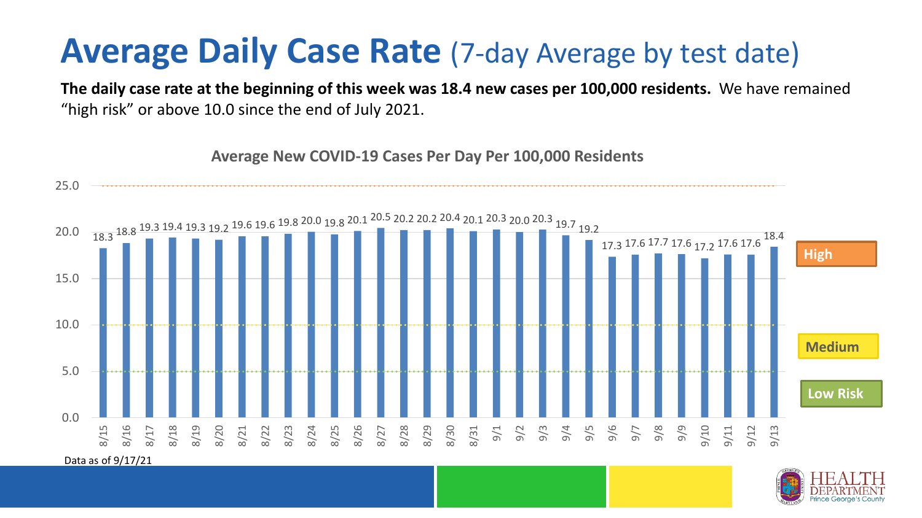# Average Daily Case Rate (7-day Average by test date)

**The daily case rate at the beginning of this week was 18.4 new cases per 100,000 residents.** We have remained "high risk" or above 10.0 since the end of July 2021.

**Average New COVID-19 Cases Per Day Per 100,000 Residents**

| Date | Cases per 100,000 |
|---|---|
| 8/15 | 18.3 |
| 8/16 | 18.8 |
| 8/17 | 19.3 |
| 8/18 | 19.4 |
| 8/19 | 19.3 |
| 8/20 | 19.2 |
| 8/21 | 19.6 |
| 8/22 | 19.6 |
| 8/23 | 19.8 |
| 8/24 | 20.0 |
| 8/25 | 19.8 |
| 8/26 | 20.1 |
| 8/27 | 20.5 |
| 8/28 | 20.2 |
| 8/29 | 20.2 |
| 8/30 | 20.4 |
| 8/31 | 20.1 |
| 9/1 | 20.3 |
| 9/2 | 20.0 |
| 9/3 | 20.3 |
| 9/4 | 19.7 |
| 9/5 | 19.2 |
| 9/6 | 17.3 |
| 9/7 | 17.6 |
| 9/8 | 17.7 |
| 9/9 | 17.6 |
| 9/10 | 17.2 |
| 9/11 | 17.6 |
| 9/12 | 17.6 |
| 9/13 | 18.4 |

High

Medium

Low Risk

Data as of 9/17/21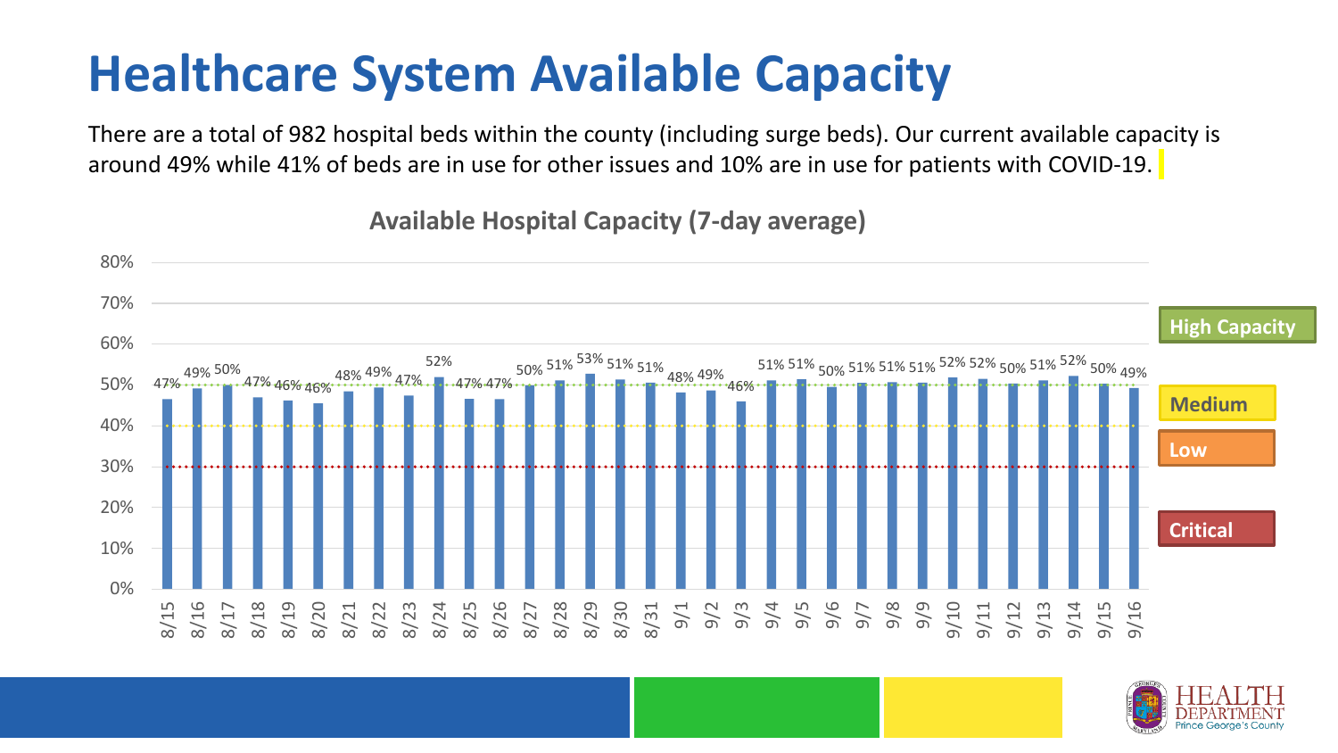# Healthcare System Available Capacity

There are a total of 982 hospital beds within the county (including surge beds). Our current available capacity is around 49% while 41% of beds are in use for other issues and 10% are in use for patients with COVID-19.

**Available Hospital Capacity (7-day average)**

80%
70%
60%
50%
40%
30%
20%
10%
0%

47% 49% 50% 47% 46% 46% 48% 49% 47% 52% 47% 47% 50% 51% 53% 51% 51% 48% 49% 46% 51% 51% 50% 51% 51% 51% 52% 52% 50% 51% 52% 50% 49%

8/15 8/16 8/17 8/18 8/19 8/20 8/21 8/22 8/23 8/24 8/25 8/26 8/27 8/28 8/29 8/30 8/31 9/1 9/2 9/3 9/4 9/5 9/6 9/7 9/8 9/9 9/10 9/11 9/12 9/13 9/14 9/15 9/16

High Capacity

Medium

Low

Critical

HEALTH DEPARTMENT
Prince George's County